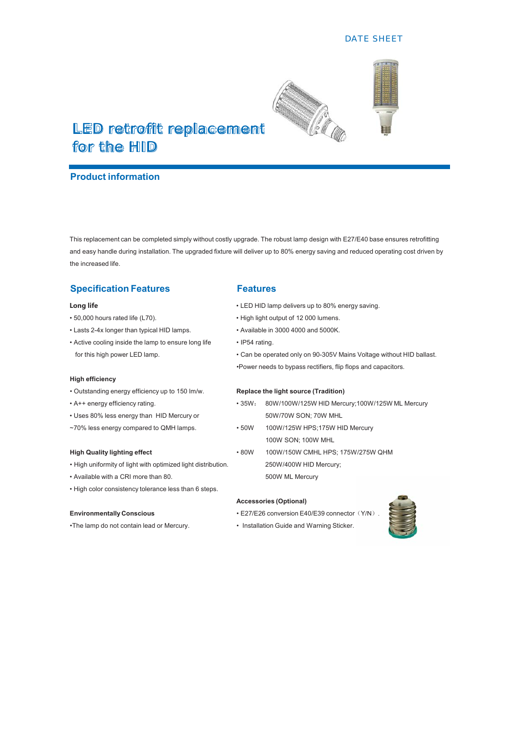DATE SHEET

# LED retrofit replacement for the HID

## Product information

This replacement can be completed simply without costly upgrade. The robust lamp design with E27/E40 base ensures retrofitting and easy handle during installation. The upgraded fixture will deliver up to 80% energy saving and reduced operating cost driven by the increased life.

## Specification Features

**Long life**

- 50,000 hours rated life (L70).
- Lasts 2-4x longer than typical HID lamps.
- Active cooling inside the lamp to ensure long life for this high power LED lamp.

**High efficiency**

- Outstanding energy efficiency up to 150 lm/w.
- A++ energy efficiency rating.
- Uses 80% less energy than HID Mercury or ~70% less energy compared to QMH lamps.

**High Quality lighting effect**

- High uniformity of light with optimized light distribution.
- Available with a CRI more than 80.
- High color consistency tolerance less than 6 steps.

**Environmentally Conscious**

- The lamp do not contain lead or Mercury.

## Features

- LED HID lamp delivers up to 80% energy saving.
- High light output of 12 000 lumens.
- Available in 3000 4000 and 5000K.
- IP54 rating.
- Can be operated only on 90-305V Mains Voltage without HID ballast.
- Power needs to bypass rectifiers, flip flops and capacitors.

**Replace the light source (Tradition)**

- 35W： 80W/100W/125W HID Mercury;100W/125W ML Mercury 50W/70W SON; 70W MHL
- 50W 100W/125W HPS;175W HID Mercury 100W SON; 100W MHL
- 80W 100W/150W CMHL HPS; 175W/275W QHM 250W/400W HID Mercury; 500W ML Mercury

**Accessories (Optional)**

- E27/E26 conversion E40/E39 connector（Y/N）.
- Installation Guide and Warning Sticker.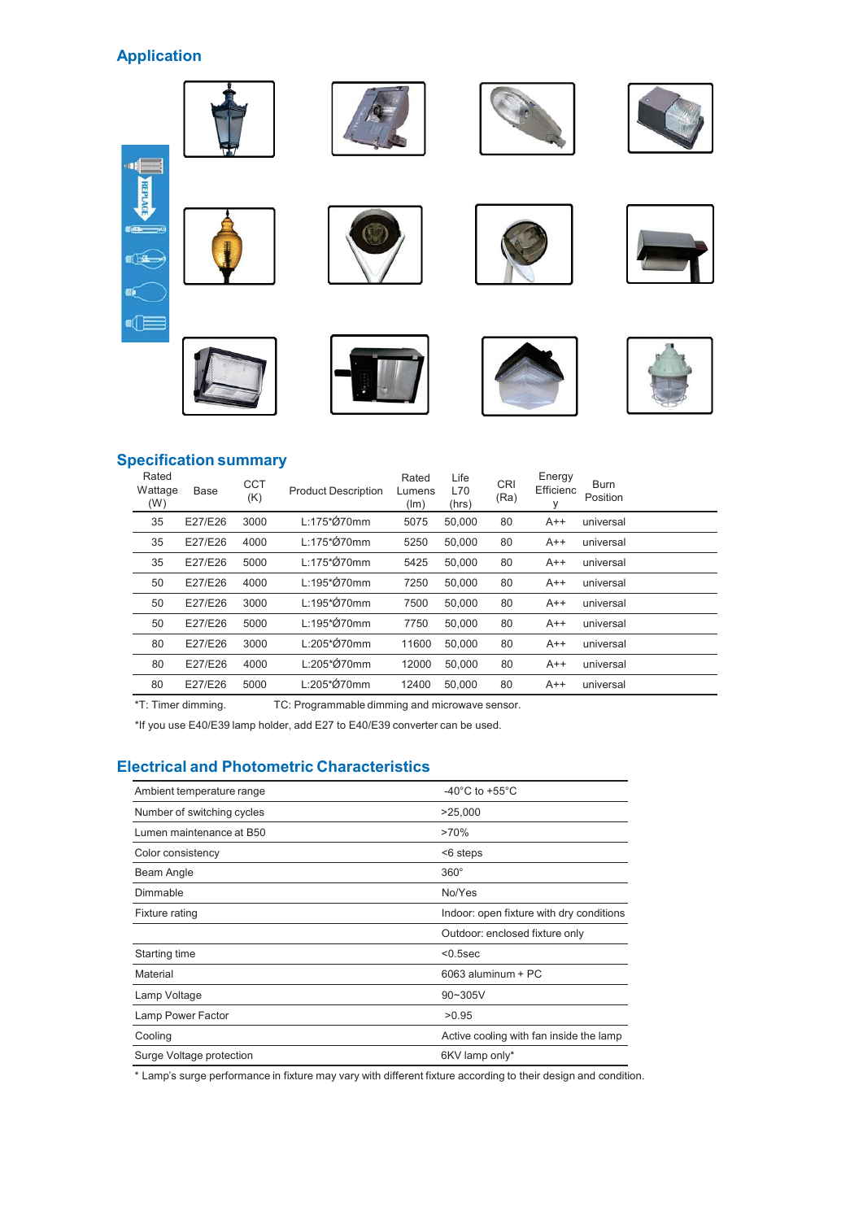## Application

## Specification summary

| Rated Wattage (W) | Base | CCT (K) | Product Description | Rated Lumens (lm) | Life L70 (hrs) | CRI (Ra) | Energy Efficiency | Burn Position |
|---|---|---|---|---|---|---|---|---|
| 35 | E27/E26 | 3000 | L:175*Ø70mm | 5075 | 50,000 | 80 | A++ | universal |
| 35 | E27/E26 | 4000 | L:175*Ø70mm | 5250 | 50,000 | 80 | A++ | universal |
| 35 | E27/E26 | 5000 | L:175*Ø70mm | 5425 | 50,000 | 80 | A++ | universal |
| 50 | E27/E26 | 4000 | L:195*Ø70mm | 7250 | 50,000 | 80 | A++ | universal |
| 50 | E27/E26 | 3000 | L:195*Ø70mm | 7500 | 50,000 | 80 | A++ | universal |
| 50 | E27/E26 | 5000 | L:195*Ø70mm | 7750 | 50,000 | 80 | A++ | universal |
| 80 | E27/E26 | 3000 | L:205*Ø70mm | 11600 | 50,000 | 80 | A++ | universal |
| 80 | E27/E26 | 4000 | L:205*Ø70mm | 12000 | 50,000 | 80 | A++ | universal |
| 80 | E27/E26 | 5000 | L:205*Ø70mm | 12400 | 50,000 | 80 | A++ | universal |

*T: Timer dimming. TC: Programmable dimming and microwave sensor.

*If you use E40/E39 lamp holder, add E27 to E40/E39 converter can be used.

## Electrical and Photometric Characteristics

| | |
|---|---|
| Ambient temperature range | -40°C to +55°C |
| Number of switching cycles | >25,000 |
| Lumen maintenance at B50 | >70% |
| Color consistency | <6 steps |
| Beam Angle | 360° |
| Dimmable | No/Yes |
| Fixture rating | Indoor: open fixture with dry conditions |
| | Outdoor: enclosed fixture only |
| Starting time | <0.5sec |
| Material | 6063 aluminum + PC |
| Lamp Voltage | 90~305V |
| Lamp Power Factor | >0.95 |
| Cooling | Active cooling with fan inside the lamp |
| Surge Voltage protection | 6KV lamp only* |

* Lamp's surge performance in fixture may vary with different fixture according to their design and condition.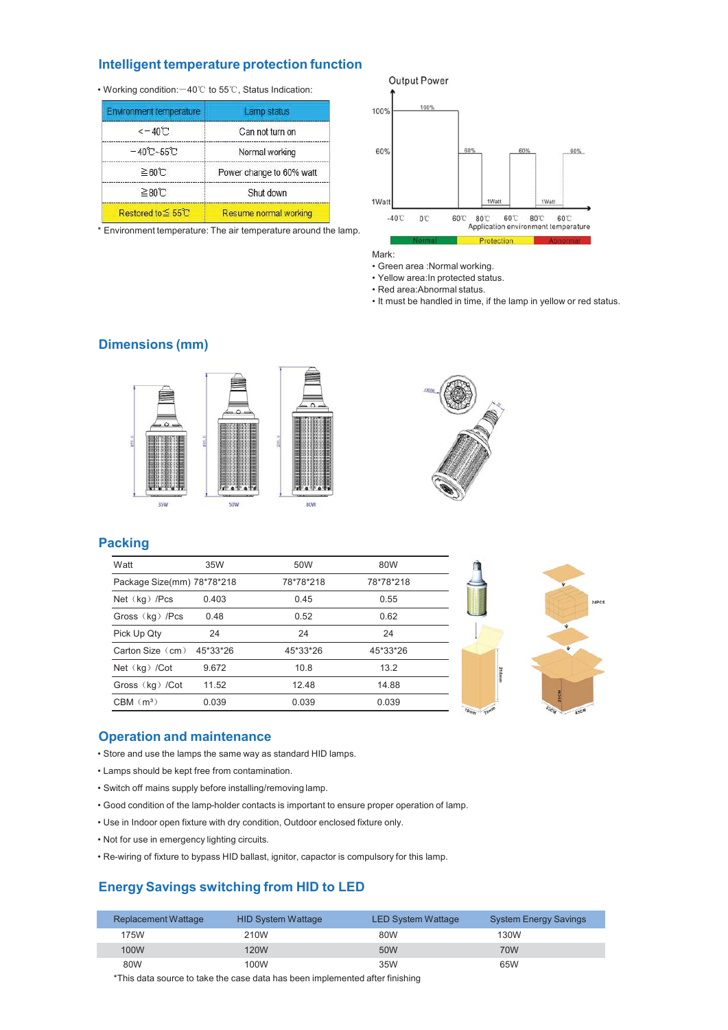## Intelligent temperature protection function

- Working condition: −40℃ to 55℃, Status Indication:

| Environment temperature | Lamp status |
|---|---|
| <−40℃ | Can not turn on |
| −40℃~55℃ | Normal working |
| ≧60℃ | Power change to 60% watt |
| ≧80℃ | Shut down |
| Restored to≦ 55℃ | Resume normal working |

* Environment temperature: The air temperature around the lamp.

Mark:
- Green area :Normal working.
- Yellow area:In protected status.
- Red area:Abnormal status.
- It must be handled in time, if the lamp in yellow or red status.

## Dimensions (mm)

## Packing

| Watt | 35W | 50W | 80W |
|---|---|---|---|
| Package Size(mm) | 78*78*218 | 78*78*218 | 78*78*218 |
| Net（kg）/Pcs | 0.403 | 0.45 | 0.55 |
| Gross（kg）/Pcs | 0.48 | 0.52 | 0.62 |
| Pick Up Qty | 24 | 24 | 24 |
| Carton Size（cm） | 45*33*26 | 45*33*26 | 45*33*26 |
| Net（kg）/Cot | 9.672 | 10.8 | 13.2 |
| Gross（kg）/Cot | 11.52 | 12.48 | 14.88 |
| CBM（m³） | 0.039 | 0.039 | 0.039 |

## Operation and maintenance

- Store and use the lamps the same way as standard HID lamps.
- Lamps should be kept free from contamination.
- Switch off mains supply before installing/removing lamp.
- Good condition of the lamp-holder contacts is important to ensure proper operation of lamp.
- Use in Indoor open fixture with dry condition, Outdoor enclosed fixture only.
- Not for use in emergency lighting circuits.
- Re-wiring of fixture to bypass HID ballast, ignitor, capactor is compulsory for this lamp.

## Energy Savings switching from HID to LED

| Replacement Wattage | HID System Wattage | LED System Wattage | System Energy Savings |
|---|---|---|---|
| 175W | 210W | 80W | 130W |
| 100W | 120W | 50W | 70W |
| 80W | 100W | 35W | 65W |

*This data source to take the case data has been implemented after finishing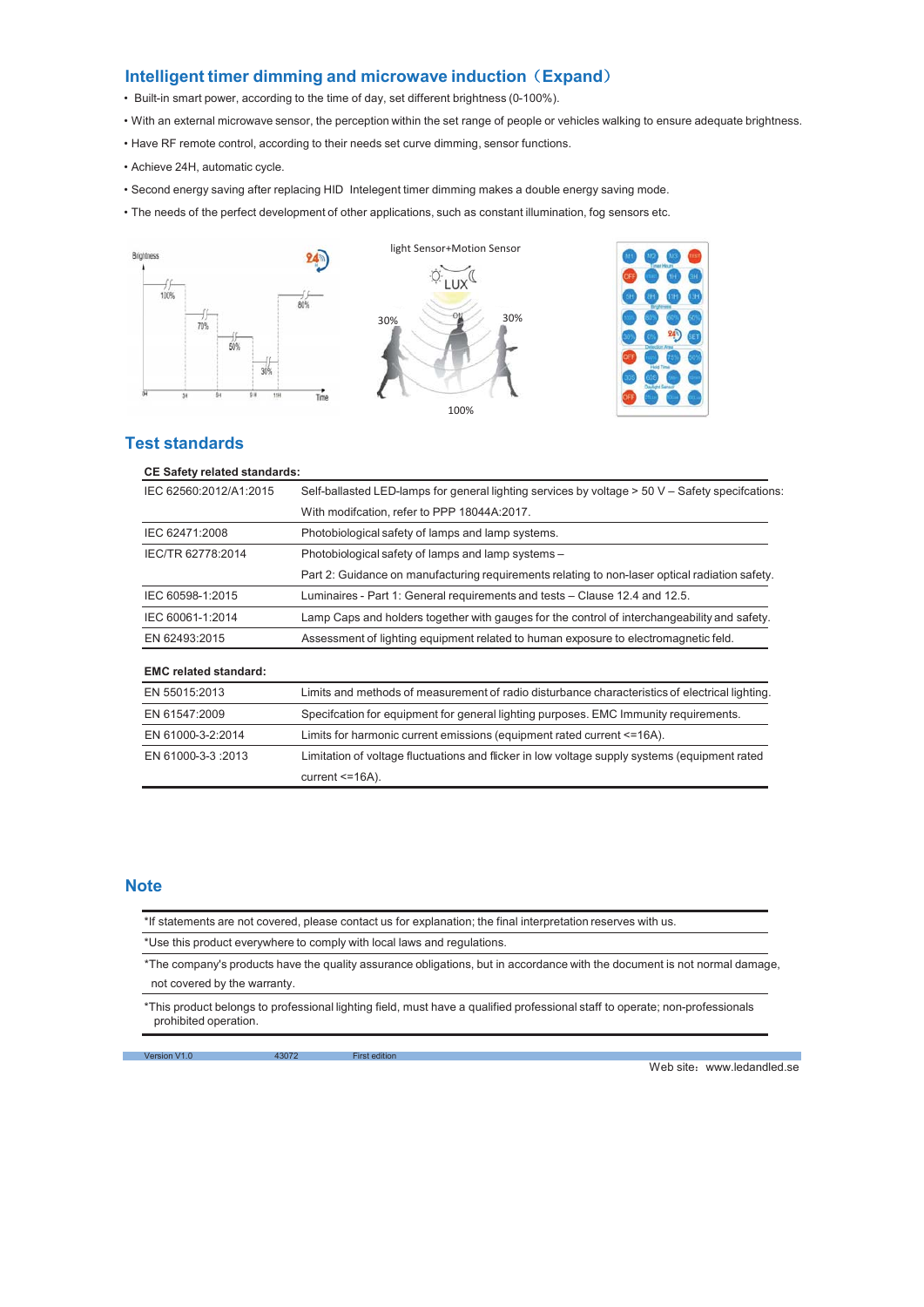## Intelligent timer dimming and microwave induction（Expand）

- Built-in smart power, according to the time of day, set different brightness (0-100%).
- With an external microwave sensor, the perception within the set range of people or vehicles walking to ensure adequate brightness.
- Have RF remote control, according to their needs set curve dimming, sensor functions.
- Achieve 24H, automatic cycle.
- Second energy saving after replacing HID  Intelegent timer dimming makes a double energy saving mode.
- The needs of the perfect development of other applications, such as constant illumination, fog sensors etc.

Brightness
24
100%
70%
50%
30%
80%
Time

light Sensor+Motion Sensor
LUX
30%
30%
100%

## Test standards

| CE Safety related standards: | |
|---|---|
| IEC 62560:2012/A1:2015 | Self-ballasted LED-lamps for general lighting services by voltage > 50 V – Safety specifcations: With modifcation, refer to PPP 18044A:2017. |
| IEC 62471:2008 | Photobiological safety of lamps and lamp systems. |
| IEC/TR 62778:2014 | Photobiological safety of lamps and lamp systems – Part 2: Guidance on manufacturing requirements relating to non-laser optical radiation safety. |
| IEC 60598-1:2015 | Luminaires - Part 1: General requirements and tests – Clause 12.4 and 12.5. |
| IEC 60061-1:2014 | Lamp Caps and holders together with gauges for the control of interchangeability and safety. |
| EN 62493:2015 | Assessment of lighting equipment related to human exposure to electromagnetic feld. |

| EMC related standard: | |
|---|---|
| EN 55015:2013 | Limits and methods of measurement of radio disturbance characteristics of electrical lighting. |
| EN 61547:2009 | Specifcation for equipment for general lighting purposes. EMC Immunity requirements. |
| EN 61000-3-2:2014 | Limits for harmonic current emissions (equipment rated current <=16A). |
| EN 61000-3-3 :2013 | Limitation of voltage fluctuations and flicker in low voltage supply systems (equipment rated current <=16A). |

## Note

*If statements are not covered, please contact us for explanation; the final interpretation reserves with us.

*Use this product everywhere to comply with local laws and regulations.

*The company's products have the quality assurance obligations, but in accordance with the document is not normal damage, not covered by the warranty.

*This product belongs to professional lighting field, must have a qualified professional staff to operate; non-professionals prohibited operation.

Version V1.0 43072 First edition

Web site：www.ledandled.se